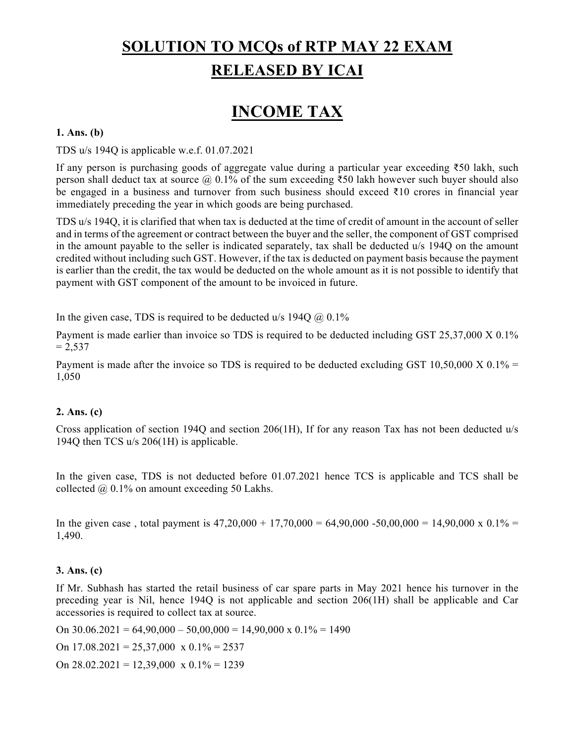# SOLUTION TO MCQs of RTP MAY 22 EXAM RELEASED BY ICAI

# INCOME TAX

**1. Ans. (b)**

TDS u/s 194Q is applicable w.e.f. 01.07.2021

If any person is purchasing goods of aggregate value during a particular year exceeding ₹50 lakh, such person shall deduct tax at source @ 0.1% of the sum exceeding ₹50 lakh however such buyer should also be engaged in a business and turnover from such business should exceed ₹10 crores in financial year immediately preceding the year in which goods are being purchased.

TDS u/s 194Q, it is clarified that when tax is deducted at the time of credit of amount in the account of seller and in terms of the agreement or contract between the buyer and the seller, the component of GST comprised in the amount payable to the seller is indicated separately, tax shall be deducted u/s 194Q on the amount credited without including such GST. However, if the tax is deducted on payment basis because the payment is earlier than the credit, the tax would be deducted on the whole amount as it is not possible to identify that payment with GST component of the amount to be invoiced in future.

In the given case, TDS is required to be deducted u/s 194Q @ 0.1%

Payment is made earlier than invoice so TDS is required to be deducted including GST 25,37,000 X 0.1% = 2,537

Payment is made after the invoice so TDS is required to be deducted excluding GST 10,50,000 X 0.1% = 1,050

**2. Ans. (c)**

Cross application of section 194Q and section 206(1H), If for any reason Tax has not been deducted u/s 194Q then TCS u/s 206(1H) is applicable.

In the given case, TDS is not deducted before 01.07.2021 hence TCS is applicable and TCS shall be collected @ 0.1% on amount exceeding 50 Lakhs.

In the given case , total payment is 47,20,000 + 17,70,000 = 64,90,000 -50,00,000 = 14,90,000 x 0.1% = 1,490.

**3. Ans. (c)**

If Mr. Subhash has started the retail business of car spare parts in May 2021 hence his turnover in the preceding year is Nil, hence 194Q is not applicable and section 206(1H) shall be applicable and Car accessories is required to collect tax at source.

On 30.06.2021 = 64,90,000 – 50,00,000 = 14,90,000 x 0.1% = 1490

On 17.08.2021 = 25,37,000 x 0.1% = 2537

On 28.02.2021 = 12,39,000 x 0.1% = 1239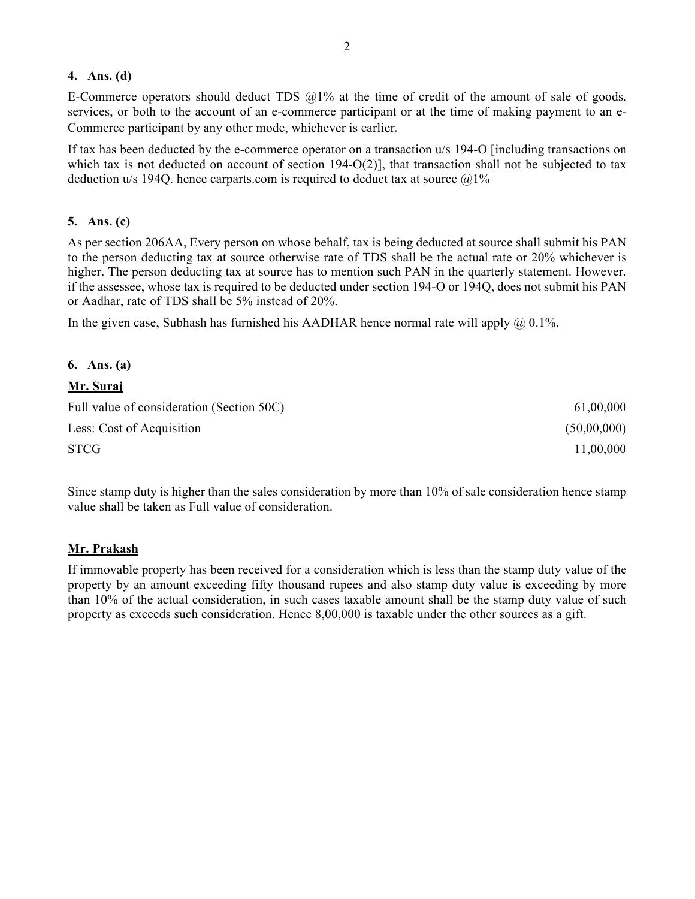**4. Ans. (d)**

E-Commerce operators should deduct TDS @1% at the time of credit of the amount of sale of goods, services, or both to the account of an e-commerce participant or at the time of making payment to an e-Commerce participant by any other mode, whichever is earlier.

If tax has been deducted by the e-commerce operator on a transaction u/s 194-O [including transactions on which tax is not deducted on account of section 194-O(2)], that transaction shall not be subjected to tax deduction u/s 194Q. hence carparts.com is required to deduct tax at source @1%

**5. Ans. (c)**

As per section 206AA, Every person on whose behalf, tax is being deducted at source shall submit his PAN to the person deducting tax at source otherwise rate of TDS shall be the actual rate or 20% whichever is higher. The person deducting tax at source has to mention such PAN in the quarterly statement. However, if the assessee, whose tax is required to be deducted under section 194-O or 194Q, does not submit his PAN or Aadhar, rate of TDS shall be 5% instead of 20%.

In the given case, Subhash has furnished his AADHAR hence normal rate will apply @ 0.1%.

**6. Ans. (a)**

**<u>Mr. Suraj</u>**

| | |
|---|---|
| Full value of consideration (Section 50C) | 61,00,000 |
| Less: Cost of Acquisition | (50,00,000) |
| STCG | 11,00,000 |

Since stamp duty is higher than the sales consideration by more than 10% of sale consideration hence stamp value shall be taken as Full value of consideration.

**<u>Mr. Prakash</u>**

If immovable property has been received for a consideration which is less than the stamp duty value of the property by an amount exceeding fifty thousand rupees and also stamp duty value is exceeding by more than 10% of the actual consideration, in such cases taxable amount shall be the stamp duty value of such property as exceeds such consideration. Hence 8,00,000 is taxable under the other sources as a gift.